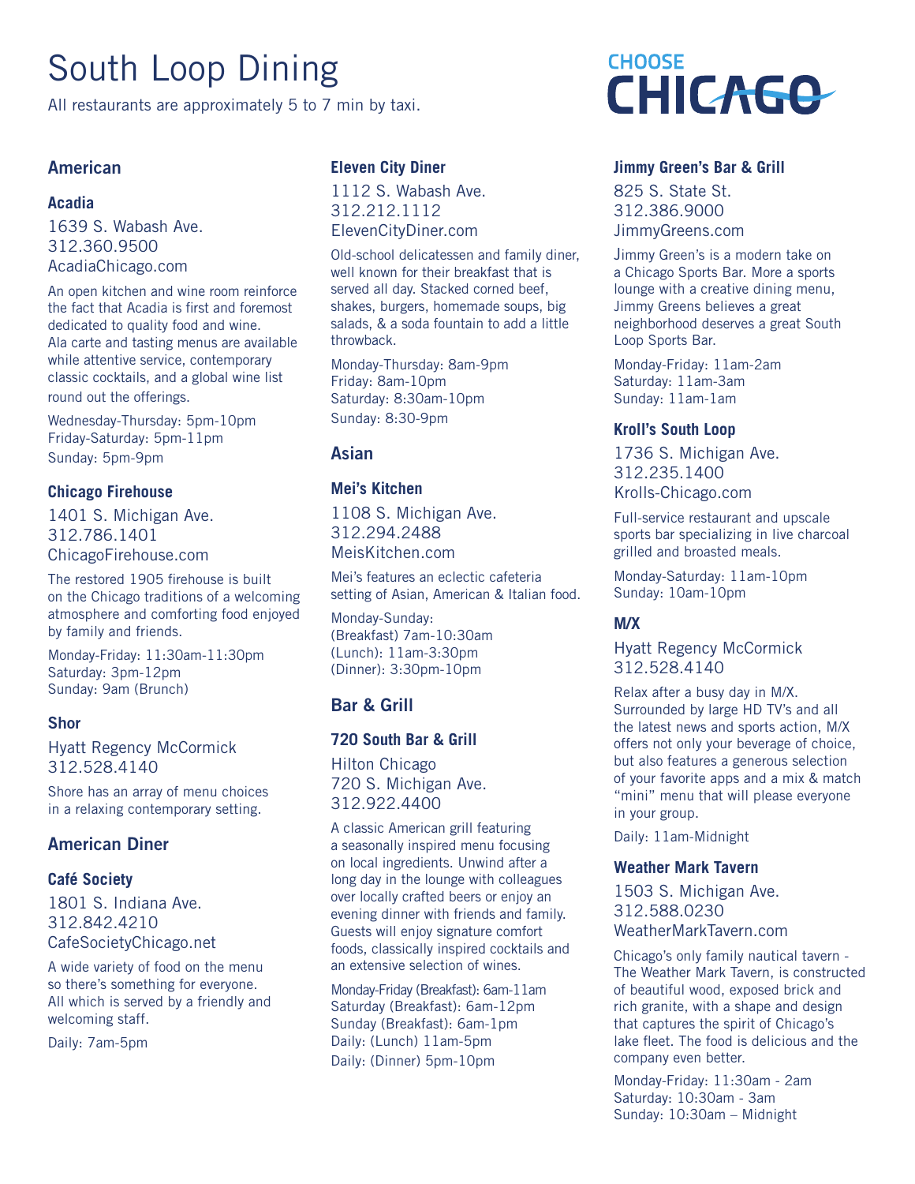# South Loop Dining

All restaurants are approximately 5 to 7 min by taxi.

CHOOSE CHICAGO

## American

### Acadia

1639 S. Wabash Ave.
312.360.9500
AcadiaChicago.com

An open kitchen and wine room reinforce the fact that Acadia is first and foremost dedicated to quality food and wine. Ala carte and tasting menus are available while attentive service, contemporary classic cocktails, and a global wine list round out the offerings.

Wednesday-Thursday: 5pm-10pm
Friday-Saturday: 5pm-11pm
Sunday: 5pm-9pm

### Chicago Firehouse

1401 S. Michigan Ave.
312.786.1401
ChicagoFirehouse.com

The restored 1905 firehouse is built on the Chicago traditions of a welcoming atmosphere and comforting food enjoyed by family and friends.

Monday-Friday: 11:30am-11:30pm
Saturday: 3pm-12pm
Sunday: 9am (Brunch)

### Shor

Hyatt Regency McCormick
312.528.4140

Shore has an array of menu choices in a relaxing contemporary setting.

## American Diner

### Café Society

1801 S. Indiana Ave.
312.842.4210
CafeSocietyChicago.net

A wide variety of food on the menu so there's something for everyone. All which is served by a friendly and welcoming staff.

Daily: 7am-5pm

### Eleven City Diner

1112 S. Wabash Ave.
312.212.1112
ElevenCityDiner.com

Old-school delicatessen and family diner, well known for their breakfast that is served all day. Stacked corned beef, shakes, burgers, homemade soups, big salads, & a soda fountain to add a little throwback.

Monday-Thursday: 8am-9pm
Friday: 8am-10pm
Saturday: 8:30am-10pm
Sunday: 8:30-9pm

## Asian

### Mei's Kitchen

1108 S. Michigan Ave.
312.294.2488
MeisKitchen.com

Mei's features an eclectic cafeteria setting of Asian, American & Italian food.

Monday-Sunday:
(Breakfast) 7am-10:30am
(Lunch): 11am-3:30pm
(Dinner): 3:30pm-10pm

## Bar & Grill

### 720 South Bar & Grill

Hilton Chicago
720 S. Michigan Ave.
312.922.4400

A classic American grill featuring a seasonally inspired menu focusing on local ingredients. Unwind after a long day in the lounge with colleagues over locally crafted beers or enjoy an evening dinner with friends and family. Guests will enjoy signature comfort foods, classically inspired cocktails and an extensive selection of wines.

Monday-Friday (Breakfast): 6am-11am
Saturday (Breakfast): 6am-12pm
Sunday (Breakfast): 6am-1pm
Daily: (Lunch) 11am-5pm
Daily: (Dinner) 5pm-10pm

### Jimmy Green's Bar & Grill

825 S. State St.
312.386.9000
JimmyGreens.com

Jimmy Green's is a modern take on a Chicago Sports Bar. More a sports lounge with a creative dining menu, Jimmy Greens believes a great neighborhood deserves a great South Loop Sports Bar.

Monday-Friday: 11am-2am
Saturday: 11am-3am
Sunday: 11am-1am

### Kroll's South Loop

1736 S. Michigan Ave.
312.235.1400
Krolls-Chicago.com

Full-service restaurant and upscale sports bar specializing in live charcoal grilled and broasted meals.

Monday-Saturday: 11am-10pm
Sunday: 10am-10pm

### M/X

Hyatt Regency McCormick
312.528.4140

Relax after a busy day in M/X. Surrounded by large HD TV's and all the latest news and sports action, M/X offers not only your beverage of choice, but also features a generous selection of your favorite apps and a mix & match "mini" menu that will please everyone in your group.

Daily: 11am-Midnight

### Weather Mark Tavern

1503 S. Michigan Ave.
312.588.0230
WeatherMarkTavern.com

Chicago's only family nautical tavern - The Weather Mark Tavern, is constructed of beautiful wood, exposed brick and rich granite, with a shape and design that captures the spirit of Chicago's lake fleet. The food is delicious and the company even better.

Monday-Friday: 11:30am - 2am
Saturday: 10:30am - 3am
Sunday: 10:30am – Midnight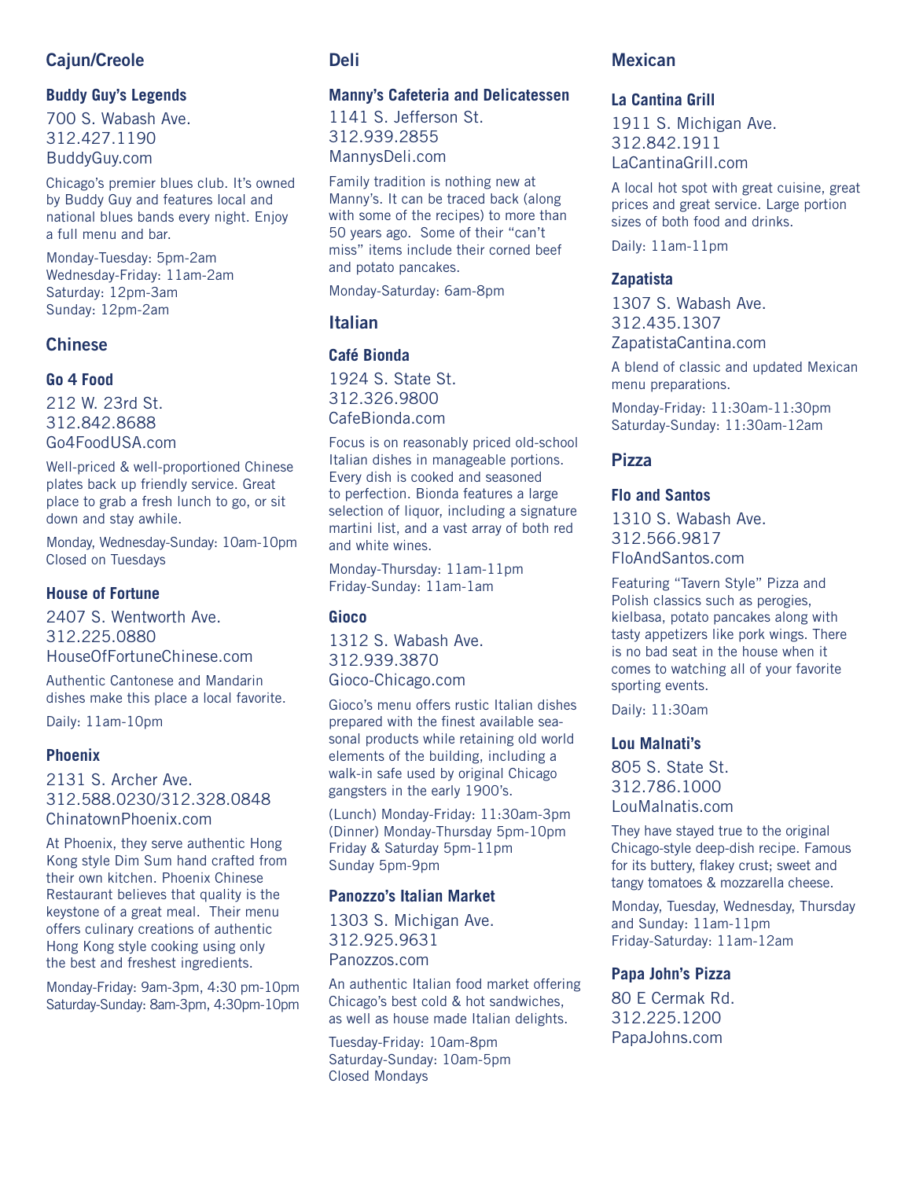## Cajun/Creole

### Buddy Guy's Legends

700 S. Wabash Ave.
312.427.1190
BuddyGuy.com

Chicago's premier blues club. It's owned by Buddy Guy and features local and national blues bands every night. Enjoy a full menu and bar.

Monday-Tuesday: 5pm-2am
Wednesday-Friday: 11am-2am
Saturday: 12pm-3am
Sunday: 12pm-2am

## Chinese

### Go 4 Food

212 W. 23rd St.
312.842.8688
Go4FoodUSA.com

Well-priced & well-proportioned Chinese plates back up friendly service. Great place to grab a fresh lunch to go, or sit down and stay awhile.

Monday, Wednesday-Sunday: 10am-10pm
Closed on Tuesdays

### House of Fortune

2407 S. Wentworth Ave.
312.225.0880
HouseOfFortuneChinese.com

Authentic Cantonese and Mandarin dishes make this place a local favorite.

Daily: 11am-10pm

### Phoenix

2131 S. Archer Ave.
312.588.0230/312.328.0848
ChinatownPhoenix.com

At Phoenix, they serve authentic Hong Kong style Dim Sum hand crafted from their own kitchen. Phoenix Chinese Restaurant believes that quality is the keystone of a great meal. Their menu offers culinary creations of authentic Hong Kong style cooking using only the best and freshest ingredients.

Monday-Friday: 9am-3pm, 4:30 pm-10pm
Saturday-Sunday: 8am-3pm, 4:30pm-10pm

## Deli

### Manny's Cafeteria and Delicatessen

1141 S. Jefferson St.
312.939.2855
MannysDeli.com

Family tradition is nothing new at Manny's. It can be traced back (along with some of the recipes) to more than 50 years ago. Some of their "can't miss" items include their corned beef and potato pancakes.

Monday-Saturday: 6am-8pm

## Italian

### Café Bionda

1924 S. State St.
312.326.9800
CafeBionda.com

Focus is on reasonably priced old-school Italian dishes in manageable portions. Every dish is cooked and seasoned to perfection. Bionda features a large selection of liquor, including a signature martini list, and a vast array of both red and white wines.

Monday-Thursday: 11am-11pm
Friday-Sunday: 11am-1am

### Gioco

1312 S. Wabash Ave.
312.939.3870
Gioco-Chicago.com

Gioco's menu offers rustic Italian dishes prepared with the finest available seasonal products while retaining old world elements of the building, including a walk-in safe used by original Chicago gangsters in the early 1900's.

(Lunch) Monday-Friday: 11:30am-3pm
(Dinner) Monday-Thursday 5pm-10pm
Friday & Saturday 5pm-11pm
Sunday 5pm-9pm

### Panozzo's Italian Market

1303 S. Michigan Ave.
312.925.9631
Panozzos.com

An authentic Italian food market offering Chicago's best cold & hot sandwiches, as well as house made Italian delights.

Tuesday-Friday: 10am-8pm
Saturday-Sunday: 10am-5pm
Closed Mondays

## Mexican

### La Cantina Grill

1911 S. Michigan Ave.
312.842.1911
LaCantinaGrill.com

A local hot spot with great cuisine, great prices and great service. Large portion sizes of both food and drinks.

Daily: 11am-11pm

### Zapatista

1307 S. Wabash Ave.
312.435.1307
ZapatistaCantina.com

A blend of classic and updated Mexican menu preparations.

Monday-Friday: 11:30am-11:30pm
Saturday-Sunday: 11:30am-12am

## Pizza

### Flo and Santos

1310 S. Wabash Ave.
312.566.9817
FloAndSantos.com

Featuring "Tavern Style" Pizza and Polish classics such as perogies, kielbasa, potato pancakes along with tasty appetizers like pork wings. There is no bad seat in the house when it comes to watching all of your favorite sporting events.

Daily: 11:30am

### Lou Malnati's

805 S. State St.
312.786.1000
LouMalnatis.com

They have stayed true to the original Chicago-style deep-dish recipe. Famous for its buttery, flakey crust; sweet and tangy tomatoes & mozzarella cheese.

Monday, Tuesday, Wednesday, Thursday and Sunday: 11am-11pm
Friday-Saturday: 11am-12am

### Papa John's Pizza

80 E Cermak Rd.
312.225.1200
PapaJohns.com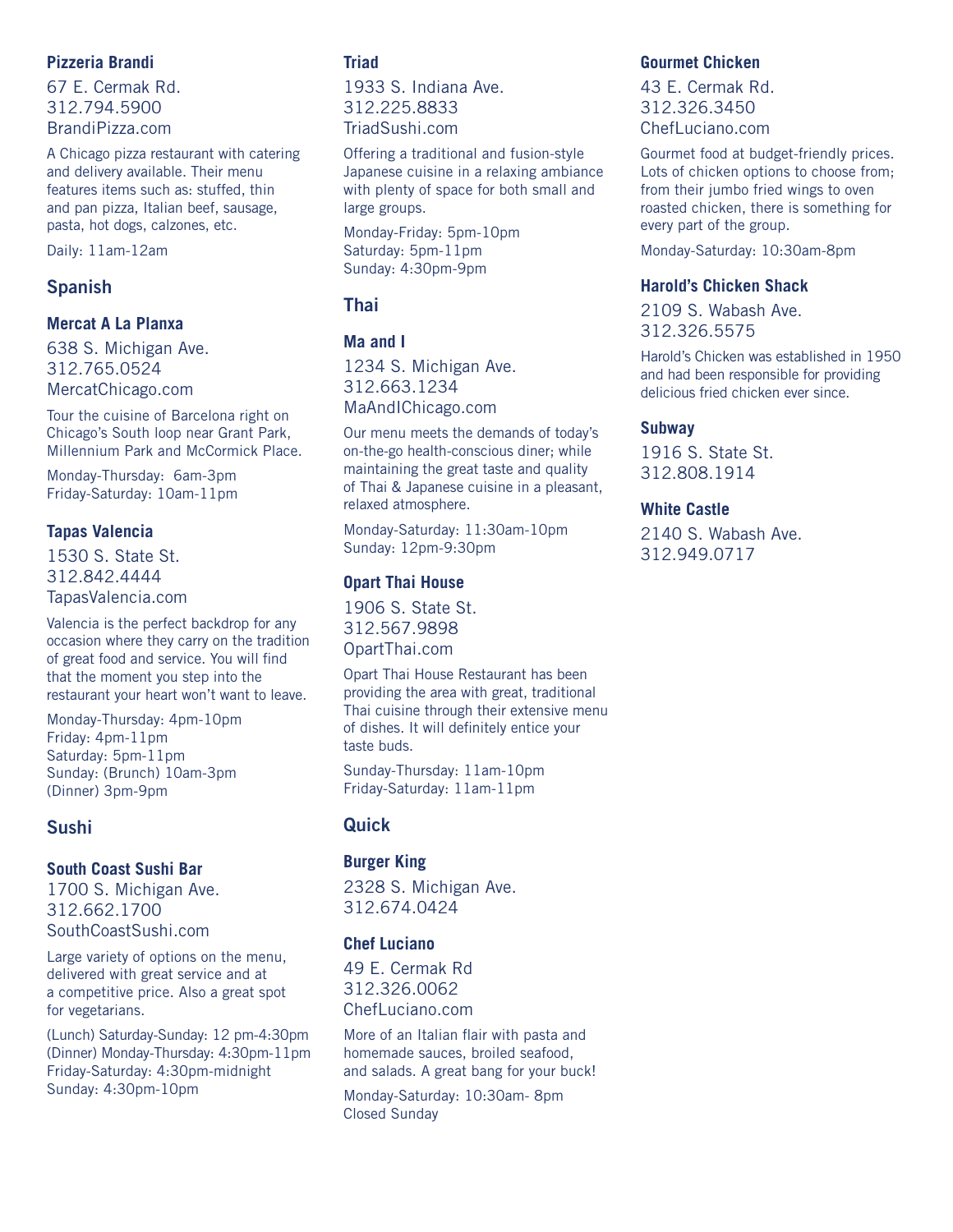### Pizzeria Brandi

67 E. Cermak Rd.
312.794.5900
BrandiPizza.com

A Chicago pizza restaurant with catering and delivery available. Their menu features items such as: stuffed, thin and pan pizza, Italian beef, sausage, pasta, hot dogs, calzones, etc.

Daily: 11am-12am

## Spanish

### Mercat A La Planxa

638 S. Michigan Ave.
312.765.0524
MercatChicago.com

Tour the cuisine of Barcelona right on Chicago's South loop near Grant Park, Millennium Park and McCormick Place.

Monday-Thursday: 6am-3pm
Friday-Saturday: 10am-11pm

### Tapas Valencia

1530 S. State St.
312.842.4444
TapasValencia.com

Valencia is the perfect backdrop for any occasion where they carry on the tradition of great food and service. You will find that the moment you step into the restaurant your heart won't want to leave.

Monday-Thursday: 4pm-10pm
Friday: 4pm-11pm
Saturday: 5pm-11pm
Sunday: (Brunch) 10am-3pm
(Dinner) 3pm-9pm

## Sushi

### South Coast Sushi Bar

1700 S. Michigan Ave.
312.662.1700
SouthCoastSushi.com

Large variety of options on the menu, delivered with great service and at a competitive price. Also a great spot for vegetarians.

(Lunch) Saturday-Sunday: 12 pm-4:30pm
(Dinner) Monday-Thursday: 4:30pm-11pm
Friday-Saturday: 4:30pm-midnight
Sunday: 4:30pm-10pm

### Triad

1933 S. Indiana Ave.
312.225.8833
TriadSushi.com

Offering a traditional and fusion-style Japanese cuisine in a relaxing ambiance with plenty of space for both small and large groups.

Monday-Friday: 5pm-10pm
Saturday: 5pm-11pm
Sunday: 4:30pm-9pm

## Thai

### Ma and I

1234 S. Michigan Ave.
312.663.1234
MaAndIChicago.com

Our menu meets the demands of today's on-the-go health-conscious diner; while maintaining the great taste and quality of Thai & Japanese cuisine in a pleasant, relaxed atmosphere.

Monday-Saturday: 11:30am-10pm
Sunday: 12pm-9:30pm

### Opart Thai House

1906 S. State St.
312.567.9898
OpartThai.com

Opart Thai House Restaurant has been providing the area with great, traditional Thai cuisine through their extensive menu of dishes. It will definitely entice your taste buds.

Sunday-Thursday: 11am-10pm
Friday-Saturday: 11am-11pm

## Quick

### Burger King

2328 S. Michigan Ave.
312.674.0424

### Chef Luciano

49 E. Cermak Rd
312.326.0062
ChefLuciano.com

More of an Italian flair with pasta and homemade sauces, broiled seafood, and salads. A great bang for your buck!

Monday-Saturday: 10:30am- 8pm
Closed Sunday

### Gourmet Chicken

43 E. Cermak Rd.
312.326.3450
ChefLuciano.com

Gourmet food at budget-friendly prices. Lots of chicken options to choose from; from their jumbo fried wings to oven roasted chicken, there is something for every part of the group.

Monday-Saturday: 10:30am-8pm

### Harold's Chicken Shack

2109 S. Wabash Ave.
312.326.5575

Harold's Chicken was established in 1950 and had been responsible for providing delicious fried chicken ever since.

### Subway

1916 S. State St.
312.808.1914

### White Castle

2140 S. Wabash Ave.
312.949.0717